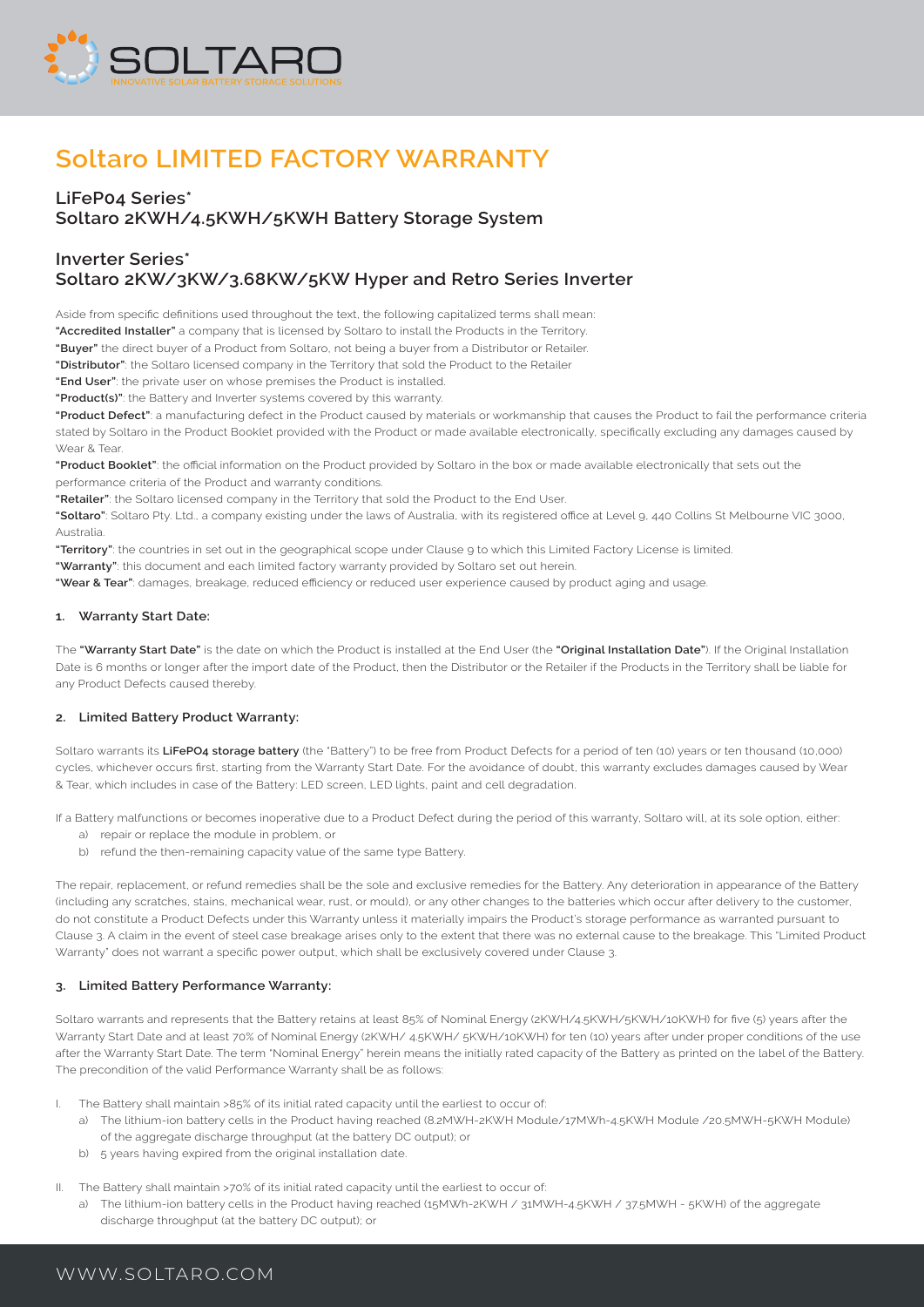# Soltaro LIMITED FACTORY WARRANTY

## LiFeP04 Series*
## Soltaro 2KWH/4.5KWH/5KWH Battery Storage System

## Inverter Series*
## Soltaro 2KW/3KW/3.68KW/5KW Hyper and Retro Series Inverter

Aside from specific definitions used throughout the text, the following capitalized terms shall mean:

**"Accredited Installer"** a company that is licensed by Soltaro to install the Products in the Territory.

**"Buyer"** the direct buyer of a Product from Soltaro, not being a buyer from a Distributor or Retailer.

**"Distributor"**: the Soltaro licensed company in the Territory that sold the Product to the Retailer

**"End User"**: the private user on whose premises the Product is installed.

**"Product(s)"**: the Battery and Inverter systems covered by this warranty.

**"Product Defect"**: a manufacturing defect in the Product caused by materials or workmanship that causes the Product to fail the performance criteria stated by Soltaro in the Product Booklet provided with the Product or made available electronically, specifically excluding any damages caused by Wear & Tear.

**"Product Booklet"**: the official information on the Product provided by Soltaro in the box or made available electronically that sets out the performance criteria of the Product and warranty conditions.

**"Retailer"**: the Soltaro licensed company in the Territory that sold the Product to the End User.

**"Soltaro"**: Soltaro Pty. Ltd., a company existing under the laws of Australia, with its registered office at Level 9, 440 Collins St Melbourne VIC 3000, Australia.

**"Territory"**: the countries in set out in the geographical scope under Clause 9 to which this Limited Factory License is limited.

**"Warranty"**: this document and each limited factory warranty provided by Soltaro set out herein.

**"Wear & Tear"**: damages, breakage, reduced efficiency or reduced user experience caused by product aging and usage.

### 1. Warranty Start Date:

The **"Warranty Start Date"** is the date on which the Product is installed at the End User (the **"Original Installation Date"**). If the Original Installation Date is 6 months or longer after the import date of the Product, then the Distributor or the Retailer if the Products in the Territory shall be liable for any Product Defects caused thereby.

### 2. Limited Battery Product Warranty:

Soltaro warrants its **LiFePO4 storage battery** (the "Battery") to be free from Product Defects for a period of ten (10) years or ten thousand (10,000) cycles, whichever occurs first, starting from the Warranty Start Date. For the avoidance of doubt, this warranty excludes damages caused by Wear & Tear, which includes in case of the Battery: LED screen, LED lights, paint and cell degradation.

If a Battery malfunctions or becomes inoperative due to a Product Defect during the period of this warranty, Soltaro will, at its sole option, either:

a) repair or replace the module in problem, or
b) refund the then-remaining capacity value of the same type Battery.

The repair, replacement, or refund remedies shall be the sole and exclusive remedies for the Battery. Any deterioration in appearance of the Battery (including any scratches, stains, mechanical wear, rust, or mould), or any other changes to the batteries which occur after delivery to the customer, do not constitute a Product Defects under this Warranty unless it materially impairs the Product's storage performance as warranted pursuant to Clause 3. A claim in the event of steel case breakage arises only to the extent that there was no external cause to the breakage. This "Limited Product Warranty" does not warrant a specific power output, which shall be exclusively covered under Clause 3.

### 3. Limited Battery Performance Warranty:

Soltaro warrants and represents that the Battery retains at least 85% of Nominal Energy (2KWH/4.5KWH/5KWH/10KWH) for five (5) years after the Warranty Start Date and at least 70% of Nominal Energy (2KWH/ 4.5KWH/ 5KWH/10KWH) for ten (10) years after under proper conditions of the use after the Warranty Start Date. The term "Nominal Energy" herein means the initially rated capacity of the Battery as printed on the label of the Battery. The precondition of the valid Performance Warranty shall be as follows:

I. The Battery shall maintain >85% of its initial rated capacity until the earliest to occur of:
   a) The lithium-ion battery cells in the Product having reached (8.2MWH-2KWH Module/17MWh-4.5KWH Module /20.5MWH-5KWH Module) of the aggregate discharge throughput (at the battery DC output); or
   b) 5 years having expired from the original installation date.

II. The Battery shall maintain >70% of its initial rated capacity until the earliest to occur of:
   a) The lithium-ion battery cells in the Product having reached (15MWh-2KWH / 31MWH-4.5KWH / 37.5MWH - 5KWH) of the aggregate discharge throughput (at the battery DC output); or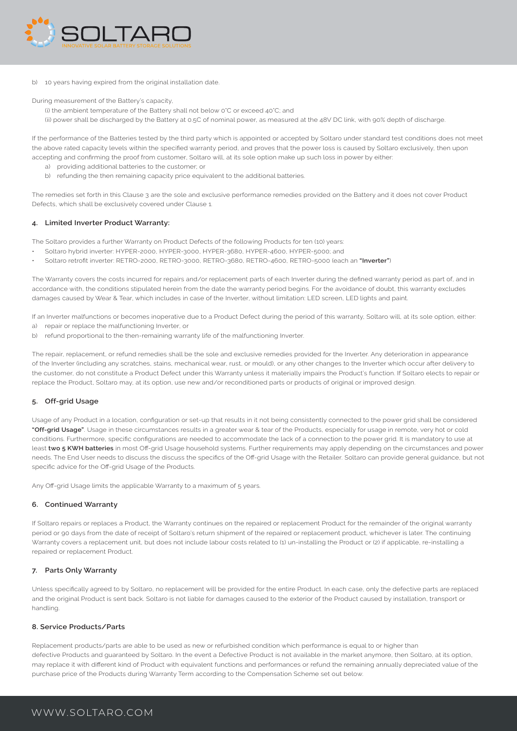b) 10 years having expired from the original installation date.

During measurement of the Battery's capacity,

(i) the ambient temperature of the Battery shall not below 0˚C or exceed 40˚C; and

(ii) power shall be discharged by the Battery at 0.5C of nominal power, as measured at the 48V DC link, with 90% depth of discharge.

If the performance of the Batteries tested by the third party which is appointed or accepted by Soltaro under standard test conditions does not meet the above rated capacity levels within the specified warranty period, and proves that the power loss is caused by Soltaro exclusively, then upon accepting and confirming the proof from customer, Soltaro will, at its sole option make up such loss in power by either:

a) providing additional batteries to the customer; or
b) refunding the then remaining capacity price equivalent to the additional batteries.

The remedies set forth in this Clause 3 are the sole and exclusive performance remedies provided on the Battery and it does not cover Product Defects, which shall be exclusively covered under Clause 1.

## 4. Limited Inverter Product Warranty:

The Soltaro provides a further Warranty on Product Defects of the following Products for ten (10) years:

- Soltaro hybrid inverter: HYPER-2000, HYPER-3000, HYPER-3680, HYPER-4600, HYPER-5000; and
- Soltaro retrofit inverter: RETRO-2000, RETRO-3000, RETRO-3680, RETRO-4600, RETRO-5000 (each an **"Inverter"**)

The Warranty covers the costs incurred for repairs and/or replacement parts of each Inverter during the defined warranty period as part of, and in accordance with, the conditions stipulated herein from the date the warranty period begins. For the avoidance of doubt, this warranty excludes damages caused by Wear & Tear, which includes in case of the Inverter, without limitation: LED screen, LED lights and paint.

If an Inverter malfunctions or becomes inoperative due to a Product Defect during the period of this warranty, Soltaro will, at its sole option, either:

a) repair or replace the malfunctioning Inverter, or
b) refund proportional to the then-remaining warranty life of the malfunctioning Inverter.

The repair, replacement, or refund remedies shall be the sole and exclusive remedies provided for the Inverter. Any deterioration in appearance of the Inverter (including any scratches, stains, mechanical wear, rust, or mould), or any other changes to the Inverter which occur after delivery to the customer, do not constitute a Product Defect under this Warranty unless it materially impairs the Product's function. If Soltaro elects to repair or replace the Product, Soltaro may, at its option, use new and/or reconditioned parts or products of original or improved design.

## 5. Off-grid Usage

Usage of any Product in a location, configuration or set-up that results in it not being consistently connected to the power grid shall be considered **"Off-grid Usage"**. Usage in these circumstances results in a greater wear & tear of the Products, especially for usage in remote, very hot or cold conditions. Furthermore, specific configurations are needed to accommodate the lack of a connection to the power grid. It is mandatory to use at least **two 5 KWH batteries** in most Off-grid Usage household systems. Further requirements may apply depending on the circumstances and power needs. The End User needs to discuss the discuss the specifics of the Off-grid Usage with the Retailer. Soltaro can provide general guidance, but not specific advice for the Off-grid Usage of the Products.

Any Off-grid Usage limits the applicable Warranty to a maximum of 5 years.

## 6. Continued Warranty

If Soltaro repairs or replaces a Product, the Warranty continues on the repaired or replacement Product for the remainder of the original warranty period or 90 days from the date of receipt of Soltaro's return shipment of the repaired or replacement product, whichever is later. The continuing Warranty covers a replacement unit, but does not include labour costs related to (1) un-installing the Product or (2) if applicable, re-installing a repaired or replacement Product.

## 7. Parts Only Warranty

Unless specifically agreed to by Soltaro, no replacement will be provided for the entire Product. In each case, only the defective parts are replaced and the original Product is sent back. Soltaro is not liable for damages caused to the exterior of the Product caused by installation, transport or handling.

## 8. Service Products/Parts

Replacement products/parts are able to be used as new or refurbished condition which performance is equal to or higher than defective Products and guaranteed by Soltaro. In the event a Defective Product is not available in the market anymore, then Soltaro, at its option, may replace it with different kind of Product with equivalent functions and performances or refund the remaining annually depreciated value of the purchase price of the Products during Warranty Term according to the Compensation Scheme set out below.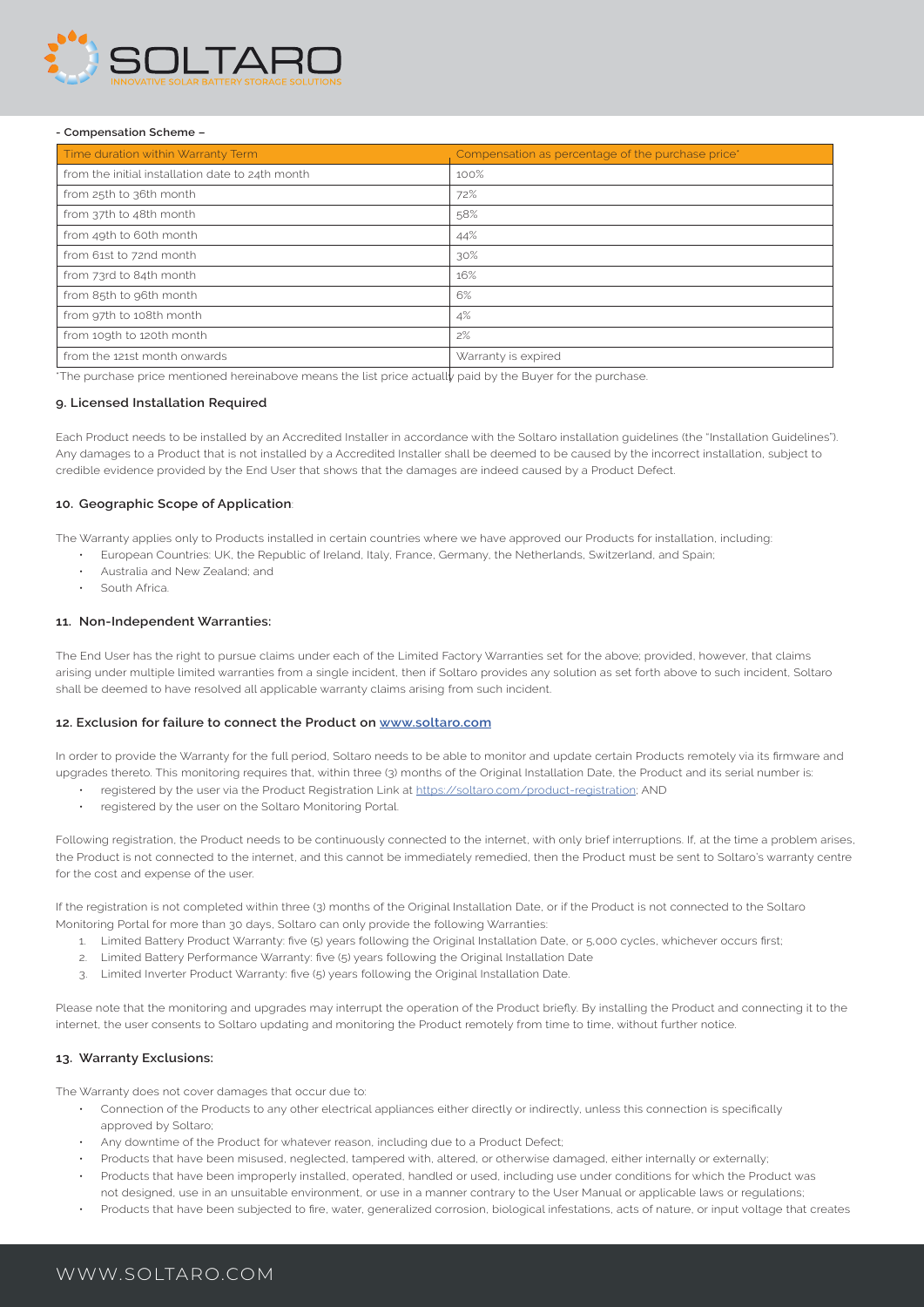**- Compensation Scheme –**

| Time duration within Warranty Term | Compensation as percentage of the purchase price* |
|---|---|
| from the initial installation date to 24th month | 100% |
| from 25th to 36th month | 72% |
| from 37th to 48th month | 58% |
| from 49th to 60th month | 44% |
| from 61st to 72nd month | 30% |
| from 73rd to 84th month | 16% |
| from 85th to 96th month | 6% |
| from 97th to 108th month | 4% |
| from 109th to 120th month | 2% |
| from the 121st month onwards | Warranty is expired |

*The purchase price mentioned hereinabove means the list price actually paid by the Buyer for the purchase.

### 9. Licensed Installation Required

Each Product needs to be installed by an Accredited Installer in accordance with the Soltaro installation guidelines (the "Installation Guidelines"). Any damages to a Product that is not installed by a Accredited Installer shall be deemed to be caused by the incorrect installation, subject to credible evidence provided by the End User that shows that the damages are indeed caused by a Product Defect.

### 10. Geographic Scope of Application:

The Warranty applies only to Products installed in certain countries where we have approved our Products for installation, including:

- European Countries: UK, the Republic of Ireland, Italy, France, Germany, the Netherlands, Switzerland, and Spain;
- Australia and New Zealand; and
- South Africa.

### 11. Non-Independent Warranties:

The End User has the right to pursue claims under each of the Limited Factory Warranties set for the above; provided, however, that claims arising under multiple limited warranties from a single incident, then if Soltaro provides any solution as set forth above to such incident, Soltaro shall be deemed to have resolved all applicable warranty claims arising from such incident.

### 12. Exclusion for failure to connect the Product on www.soltaro.com

In order to provide the Warranty for the full period, Soltaro needs to be able to monitor and update certain Products remotely via its firmware and upgrades thereto. This monitoring requires that, within three (3) months of the Original Installation Date, the Product and its serial number is:

- registered by the user via the Product Registration Link at https://soltaro.com/product-registration; AND
- registered by the user on the Soltaro Monitoring Portal.

Following registration, the Product needs to be continuously connected to the internet, with only brief interruptions. If, at the time a problem arises, the Product is not connected to the internet, and this cannot be immediately remedied, then the Product must be sent to Soltaro's warranty centre for the cost and expense of the user.

If the registration is not completed within three (3) months of the Original Installation Date, or if the Product is not connected to the Soltaro Monitoring Portal for more than 30 days, Soltaro can only provide the following Warranties:

1. Limited Battery Product Warranty: five (5) years following the Original Installation Date, or 5,000 cycles, whichever occurs first;
2. Limited Battery Performance Warranty: five (5) years following the Original Installation Date
3. Limited Inverter Product Warranty: five (5) years following the Original Installation Date.

Please note that the monitoring and upgrades may interrupt the operation of the Product briefly. By installing the Product and connecting it to the internet, the user consents to Soltaro updating and monitoring the Product remotely from time to time, without further notice.

### 13. Warranty Exclusions:

The Warranty does not cover damages that occur due to:

- Connection of the Products to any other electrical appliances either directly or indirectly, unless this connection is specifically approved by Soltaro;
- Any downtime of the Product for whatever reason, including due to a Product Defect;
- Products that have been misused, neglected, tampered with, altered, or otherwise damaged, either internally or externally;
- Products that have been improperly installed, operated, handled or used, including use under conditions for which the Product was not designed, use in an unsuitable environment, or use in a manner contrary to the User Manual or applicable laws or regulations;
- Products that have been subjected to fire, water, generalized corrosion, biological infestations, acts of nature, or input voltage that creates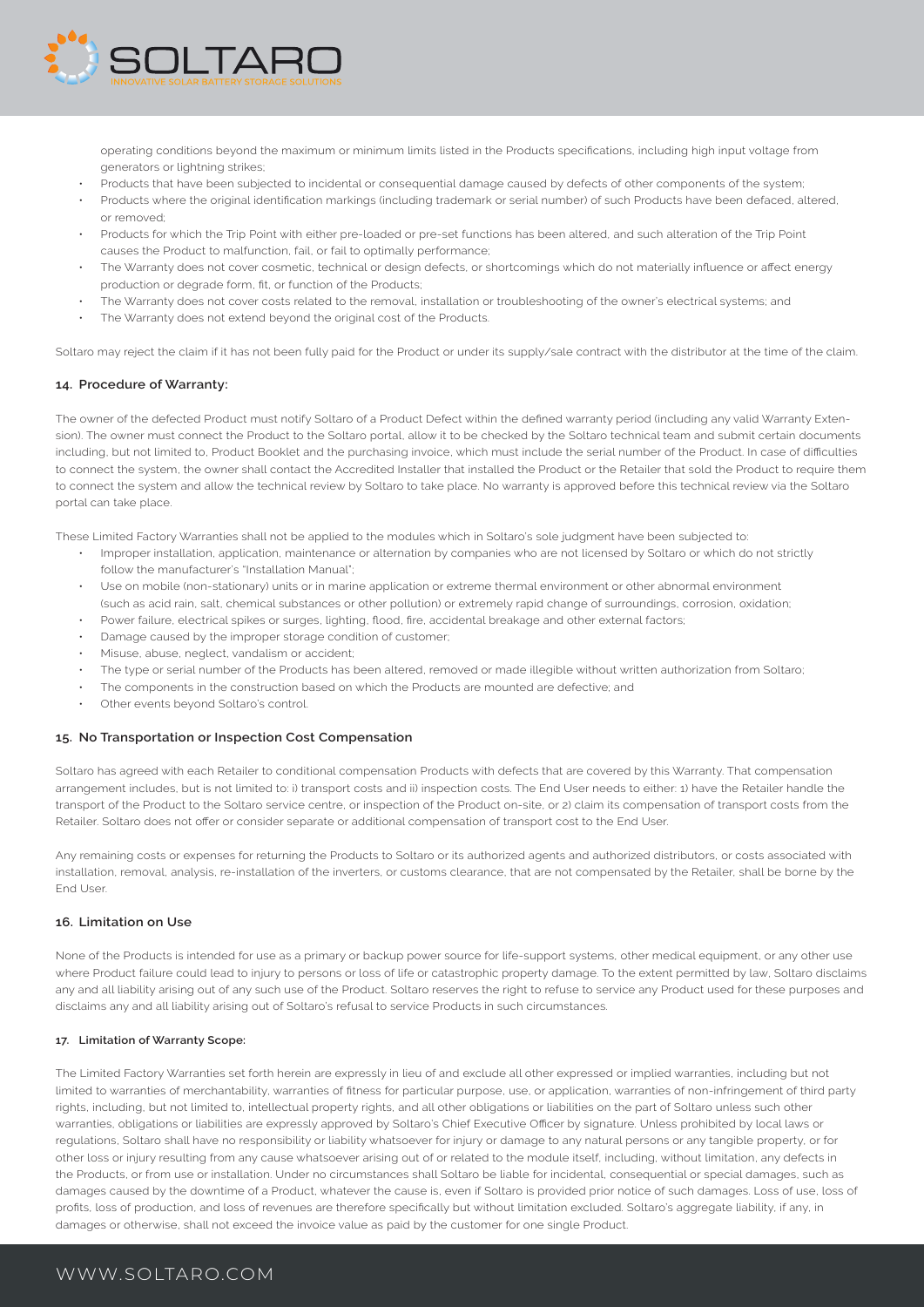operating conditions beyond the maximum or minimum limits listed in the Products specifications, including high input voltage from generators or lightning strikes;

- Products that have been subjected to incidental or consequential damage caused by defects of other components of the system;
- Products where the original identification markings (including trademark or serial number) of such Products have been defaced, altered, or removed;
- Products for which the Trip Point with either pre-loaded or pre-set functions has been altered, and such alteration of the Trip Point causes the Product to malfunction, fail, or fail to optimally performance;
- The Warranty does not cover cosmetic, technical or design defects, or shortcomings which do not materially influence or affect energy production or degrade form, fit, or function of the Products;
- The Warranty does not cover costs related to the removal, installation or troubleshooting of the owner's electrical systems; and
- The Warranty does not extend beyond the original cost of the Products.

Soltaro may reject the claim if it has not been fully paid for the Product or under its supply/sale contract with the distributor at the time of the claim.

## 14. Procedure of Warranty:

The owner of the defected Product must notify Soltaro of a Product Defect within the defined warranty period (including any valid Warranty Extension). The owner must connect the Product to the Soltaro portal, allow it to be checked by the Soltaro technical team and submit certain documents including, but not limited to, Product Booklet and the purchasing invoice, which must include the serial number of the Product. In case of difficulties to connect the system, the owner shall contact the Accredited Installer that installed the Product or the Retailer that sold the Product to require them to connect the system and allow the technical review by Soltaro to take place. No warranty is approved before this technical review via the Soltaro portal can take place.

These Limited Factory Warranties shall not be applied to the modules which in Soltaro's sole judgment have been subjected to:

- Improper installation, application, maintenance or alternation by companies who are not licensed by Soltaro or which do not strictly follow the manufacturer's "Installation Manual";
- Use on mobile (non-stationary) units or in marine application or extreme thermal environment or other abnormal environment (such as acid rain, salt, chemical substances or other pollution) or extremely rapid change of surroundings, corrosion, oxidation;
- Power failure, electrical spikes or surges, lighting, flood, fire, accidental breakage and other external factors;
- Damage caused by the improper storage condition of customer;
- Misuse, abuse, neglect, vandalism or accident;
- The type or serial number of the Products has been altered, removed or made illegible without written authorization from Soltaro;
- The components in the construction based on which the Products are mounted are defective; and
- Other events beyond Soltaro's control.

## 15. No Transportation or Inspection Cost Compensation

Soltaro has agreed with each Retailer to conditional compensation Products with defects that are covered by this Warranty. That compensation arrangement includes, but is not limited to: i) transport costs and ii) inspection costs. The End User needs to either: 1) have the Retailer handle the transport of the Product to the Soltaro service centre, or inspection of the Product on-site, or 2) claim its compensation of transport costs from the Retailer. Soltaro does not offer or consider separate or additional compensation of transport cost to the End User.

Any remaining costs or expenses for returning the Products to Soltaro or its authorized agents and authorized distributors, or costs associated with installation, removal, analysis, re-installation of the inverters, or customs clearance, that are not compensated by the Retailer, shall be borne by the End User.

## 16. Limitation on Use

None of the Products is intended for use as a primary or backup power source for life-support systems, other medical equipment, or any other use where Product failure could lead to injury to persons or loss of life or catastrophic property damage. To the extent permitted by law, Soltaro disclaims any and all liability arising out of any such use of the Product. Soltaro reserves the right to refuse to service any Product used for these purposes and disclaims any and all liability arising out of Soltaro's refusal to service Products in such circumstances.

## 17. Limitation of Warranty Scope:

The Limited Factory Warranties set forth herein are expressly in lieu of and exclude all other expressed or implied warranties, including but not limited to warranties of merchantability, warranties of fitness for particular purpose, use, or application, warranties of non-infringement of third party rights, including, but not limited to, intellectual property rights, and all other obligations or liabilities on the part of Soltaro unless such other warranties, obligations or liabilities are expressly approved by Soltaro's Chief Executive Officer by signature. Unless prohibited by local laws or regulations, Soltaro shall have no responsibility or liability whatsoever for injury or damage to any natural persons or any tangible property, or for other loss or injury resulting from any cause whatsoever arising out of or related to the module itself, including, without limitation, any defects in the Products, or from use or installation. Under no circumstances shall Soltaro be liable for incidental, consequential or special damages, such as damages caused by the downtime of a Product, whatever the cause is, even if Soltaro is provided prior notice of such damages. Loss of use, loss of profits, loss of production, and loss of revenues are therefore specifically but without limitation excluded. Soltaro's aggregate liability, if any, in damages or otherwise, shall not exceed the invoice value as paid by the customer for one single Product.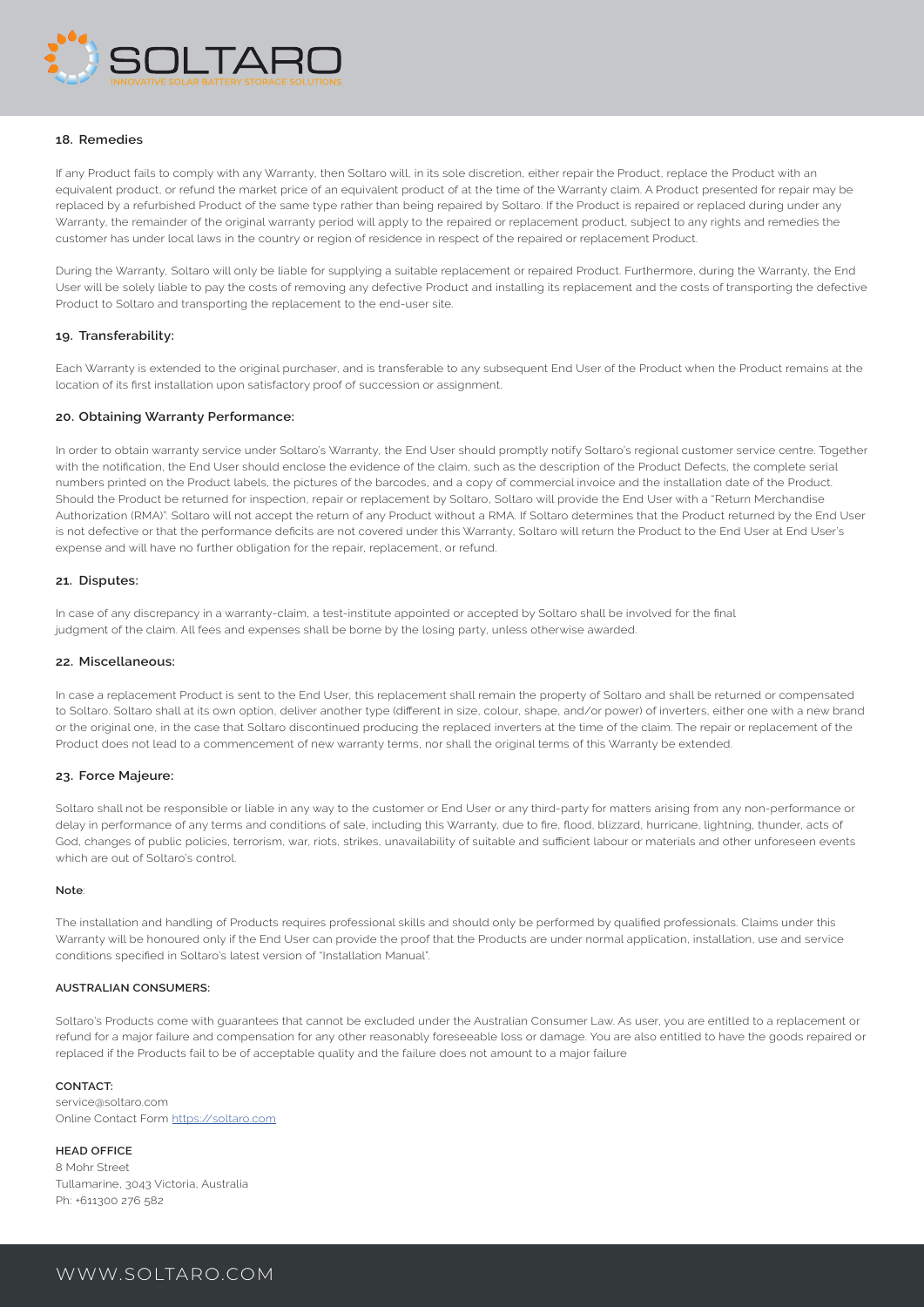### 18. Remedies

If any Product fails to comply with any Warranty, then Soltaro will, in its sole discretion, either repair the Product, replace the Product with an equivalent product, or refund the market price of an equivalent product of at the time of the Warranty claim. A Product presented for repair may be replaced by a refurbished Product of the same type rather than being repaired by Soltaro. If the Product is repaired or replaced during under any Warranty, the remainder of the original warranty period will apply to the repaired or replacement product, subject to any rights and remedies the customer has under local laws in the country or region of residence in respect of the repaired or replacement Product.

During the Warranty, Soltaro will only be liable for supplying a suitable replacement or repaired Product. Furthermore, during the Warranty, the End User will be solely liable to pay the costs of removing any defective Product and installing its replacement and the costs of transporting the defective Product to Soltaro and transporting the replacement to the end-user site.

### 19. Transferability:

Each Warranty is extended to the original purchaser, and is transferable to any subsequent End User of the Product when the Product remains at the location of its first installation upon satisfactory proof of succession or assignment.

### 20. Obtaining Warranty Performance:

In order to obtain warranty service under Soltaro's Warranty, the End User should promptly notify Soltaro's regional customer service centre. Together with the notification, the End User should enclose the evidence of the claim, such as the description of the Product Defects, the complete serial numbers printed on the Product labels, the pictures of the barcodes, and a copy of commercial invoice and the installation date of the Product. Should the Product be returned for inspection, repair or replacement by Soltaro, Soltaro will provide the End User with a "Return Merchandise Authorization (RMA)". Soltaro will not accept the return of any Product without a RMA. If Soltaro determines that the Product returned by the End User is not defective or that the performance deficits are not covered under this Warranty, Soltaro will return the Product to the End User at End User's expense and will have no further obligation for the repair, replacement, or refund.

### 21. Disputes:

In case of any discrepancy in a warranty-claim, a test-institute appointed or accepted by Soltaro shall be involved for the final judgment of the claim. All fees and expenses shall be borne by the losing party, unless otherwise awarded.

### 22. Miscellaneous:

In case a replacement Product is sent to the End User, this replacement shall remain the property of Soltaro and shall be returned or compensated to Soltaro. Soltaro shall at its own option, deliver another type (different in size, colour, shape, and/or power) of inverters, either one with a new brand or the original one, in the case that Soltaro discontinued producing the replaced inverters at the time of the claim. The repair or replacement of the Product does not lead to a commencement of new warranty terms, nor shall the original terms of this Warranty be extended.

### 23. Force Majeure:

Soltaro shall not be responsible or liable in any way to the customer or End User or any third-party for matters arising from any non-performance or delay in performance of any terms and conditions of sale, including this Warranty, due to fire, flood, blizzard, hurricane, lightning, thunder, acts of God, changes of public policies, terrorism, war, riots, strikes, unavailability of suitable and sufficient labour or materials and other unforeseen events which are out of Soltaro's control.

**Note**:

The installation and handling of Products requires professional skills and should only be performed by qualified professionals. Claims under this Warranty will be honoured only if the End User can provide the proof that the Products are under normal application, installation, use and service conditions specified in Soltaro's latest version of "Installation Manual".

**AUSTRALIAN CONSUMERS:**

Soltaro's Products come with guarantees that cannot be excluded under the Australian Consumer Law. As user, you are entitled to a replacement or refund for a major failure and compensation for any other reasonably foreseeable loss or damage. You are also entitled to have the goods repaired or replaced if the Products fail to be of acceptable quality and the failure does not amount to a major failure

**CONTACT:**
service@soltaro.com
Online Contact Form https://soltaro.com

**HEAD OFFICE**
8 Mohr Street
Tullamarine, 3043 Victoria, Australia
Ph: +611300 276 582